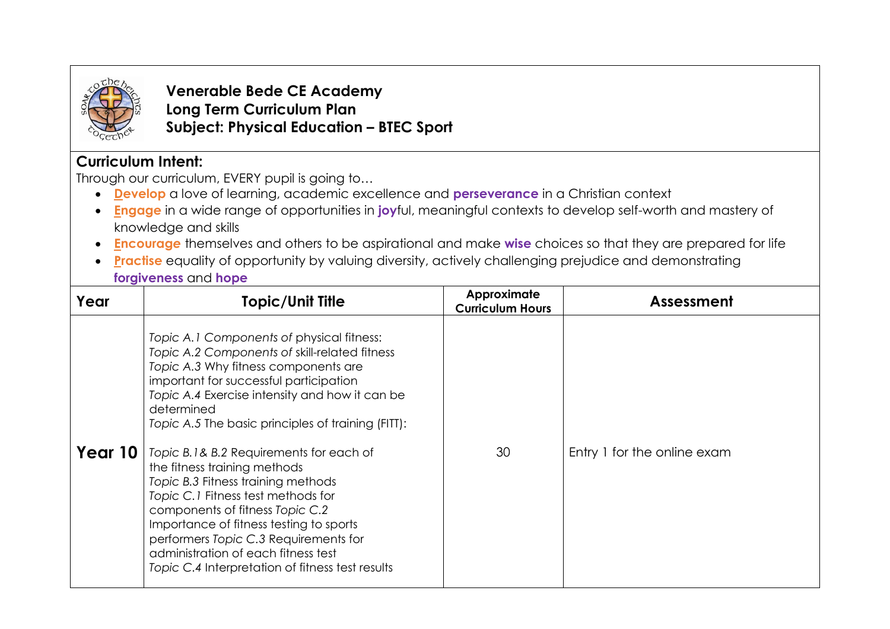**Venerable Bede CE Academy**
**Long Term Curriculum Plan**
**Subject: Physical Education – BTEC Sport**

## Curriculum Intent:

Through our curriculum, EVERY pupil is going to…

- **Develop** a love of learning, academic excellence and **perseverance** in a Christian context
- **Engage** in a wide range of opportunities in **joy**ful, meaningful contexts to develop self-worth and mastery of knowledge and skills
- **Encourage** themselves and others to be aspirational and make **wise** choices so that they are prepared for life
- **Practise** equality of opportunity by valuing diversity, actively challenging prejudice and demonstrating **forgiveness** and **hope**

| Year | Topic/Unit Title | Approximate Curriculum Hours | Assessment |
|---|---|---|---|
| **Year 10** | *Topic A.1 Components of* physical fitness: *Topic A.2 Components of* skill-related fitness *Topic A.3* Why fitness components are important for successful participation *Topic A.4* Exercise intensity and how it can be determined *Topic A.5* The basic principles of training (FITT): *Topic B.1& B.2* Requirements for each of the fitness training methods *Topic B.3* Fitness training methods *Topic C.1* Fitness test methods for components of fitness *Topic C.2* Importance of fitness testing to sports performers *Topic C.3* Requirements for administration of each fitness test *Topic C.4* Interpretation of fitness test results | 30 | Entry 1 for the online exam |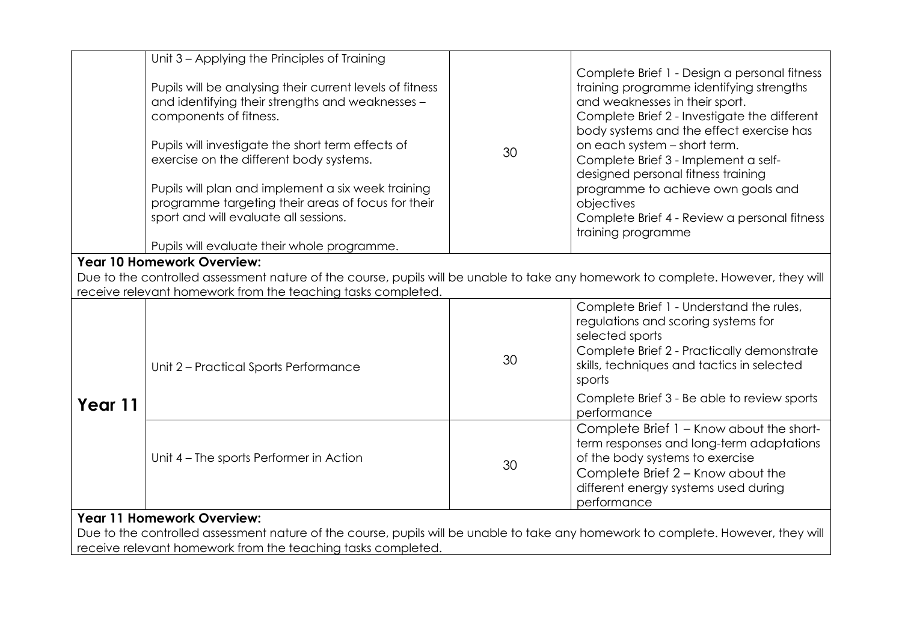| | | | |
|---|---|---|---|
| | Unit 3 – Applying the Principles of Training<br><br>Pupils will be analysing their current levels of fitness and identifying their strengths and weaknesses – components of fitness.<br><br>Pupils will investigate the short term effects of exercise on the different body systems.<br><br>Pupils will plan and implement a six week training programme targeting their areas of focus for their sport and will evaluate all sessions.<br><br>Pupils will evaluate their whole programme. | 30 | Complete Brief 1 - Design a personal fitness training programme identifying strengths and weaknesses in their sport.<br>Complete Brief 2 - Investigate the different body systems and the effect exercise has on each system – short term.<br>Complete Brief 3 - Implement a self-designed personal fitness training programme to achieve own goals and objectives<br>Complete Brief 4 - Review a personal fitness training programme |
| **Year 10 Homework Overview:**<br>Due to the controlled assessment nature of the course, pupils will be unable to take any homework to complete. However, they will receive relevant homework from the teaching tasks completed. | | | |
| **Year 11** | Unit 2 – Practical Sports Performance | 30 | Complete Brief 1 - Understand the rules, regulations and scoring systems for selected sports<br>Complete Brief 2 - Practically demonstrate skills, techniques and tactics in selected sports<br>Complete Brief 3 - Be able to review sports performance |
| | Unit 4 – The sports Performer in Action | 30 | Complete Brief 1 – Know about the short-term responses and long-term adaptations of the body systems to exercise<br>Complete Brief 2 – Know about the different energy systems used during performance |
| **Year 11 Homework Overview:**<br>Due to the controlled assessment nature of the course, pupils will be unable to take any homework to complete. However, they will receive relevant homework from the teaching tasks completed. | | | |